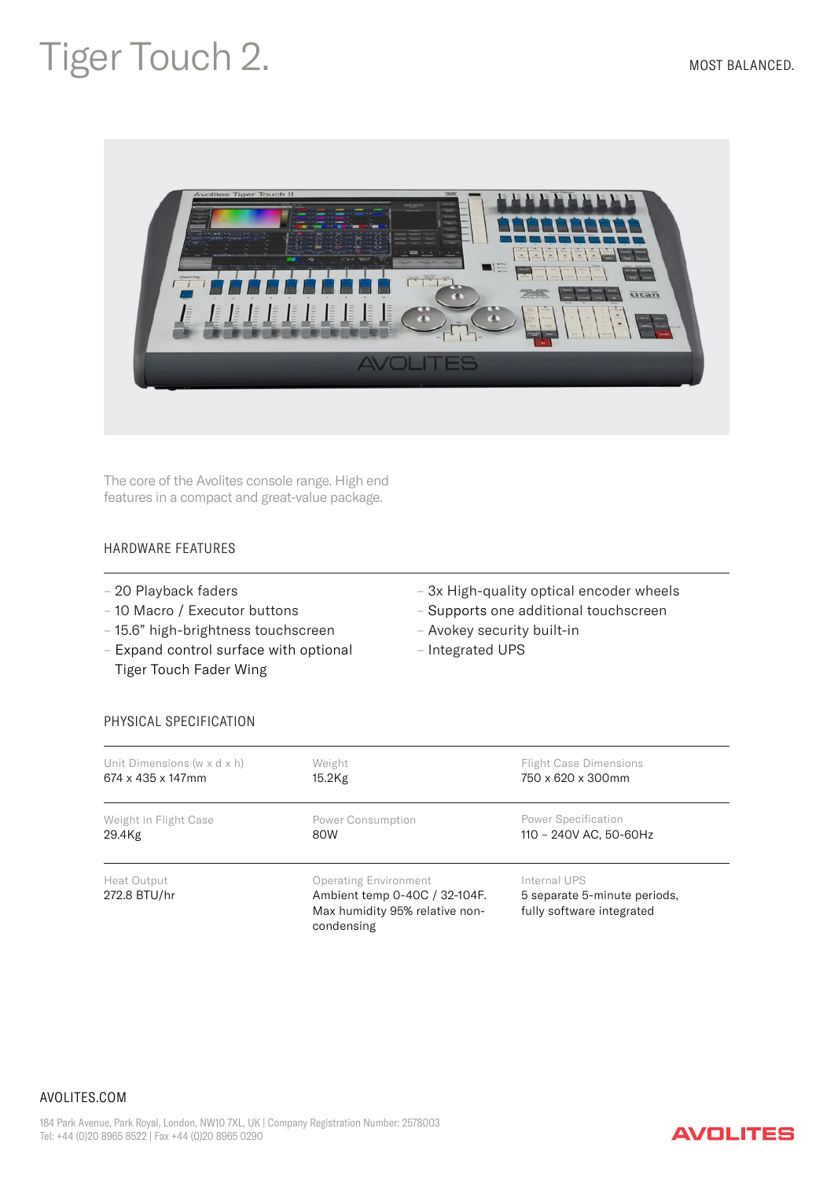# Tiger Touch 2.

MOST BALANCED.

The core of the Avolites console range. High end features in a compact and great-value package.

## HARDWARE FEATURES

- 20 Playback faders
- 10 Macro / Executor buttons
- 15.6" high-brightness touchscreen
- Expand control surface with optional Tiger Touch Fader Wing
- 3x High-quality optical encoder wheels
- Supports one additional touchscreen
- Avokey security built-in
- Integrated UPS

## PHYSICAL SPECIFICATION

| Unit Dimensions (w x d x h) | Weight | Flight Case Dimensions |
|---|---|---|
| 674 x 435 x 147mm | 15.2Kg | 750 x 620 x 300mm |
| **Weight in Flight Case** | **Power Consumption** | **Power Specification** |
| 29.4Kg | 80W | 110 – 240V AC, 50-60Hz |
| **Heat Output** | **Operating Environment** | **Internal UPS** |
| 272.8 BTU/hr | Ambient temp 0-40C / 32-104F. Max humidity 95% relative non-condensing | 5 separate 5-minute periods, fully software integrated |

AVOLITES.COM

184 Park Avenue, Park Royal, London, NW10 7XL, UK | Company Registration Number: 2578003
Tel: +44 (0)20 8965 8522 | Fax +44 (0)20 8965 0290

AVOLITES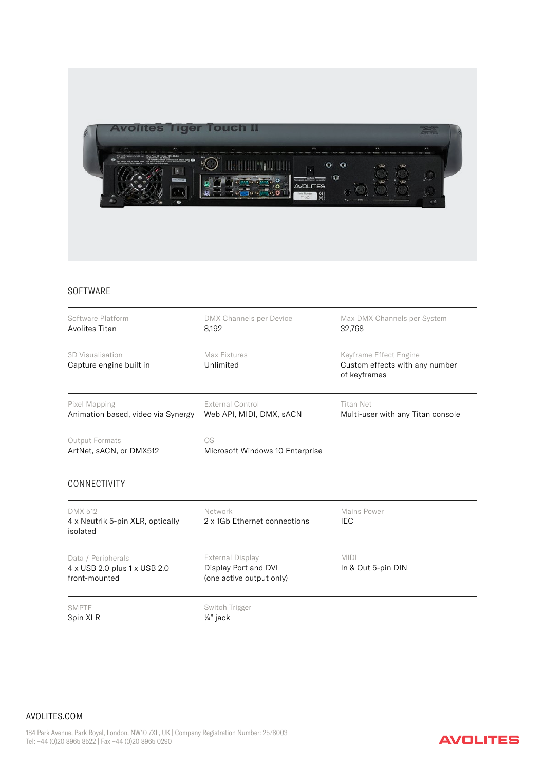## SOFTWARE

| | | |
|---|---|---|
| Software Platform<br>Avolites Titan | DMX Channels per Device<br>8,192 | Max DMX Channels per System<br>32,768 |
| 3D Visualisation<br>Capture engine built in | Max Fixtures<br>Unlimited | Keyframe Effect Engine<br>Custom effects with any number of keyframes |
| Pixel Mapping<br>Animation based, video via Synergy | External Control<br>Web API, MIDI, DMX, sACN | Titan Net<br>Multi-user with any Titan console |
| Output Formats<br>ArtNet, sACN, or DMX512 | OS<br>Microsoft Windows 10 Enterprise | |

## CONNECTIVITY

| | | |
|---|---|---|
| DMX 512<br>4 x Neutrik 5-pin XLR, optically isolated | Network<br>2 x 1Gb Ethernet connections | Mains Power<br>IEC |
| Data / Peripherals<br>4 x USB 2.0 plus 1 x USB 2.0 front-mounted | External Display<br>Display Port and DVI (one active output only) | MIDI<br>In & Out 5-pin DIN |
| SMPTE<br>3pin XLR | Switch Trigger<br>¼" jack | |

AVOLITES.COM

184 Park Avenue, Park Royal, London, NW10 7XL, UK | Company Registration Number: 2578003
Tel: +44 (0)20 8965 8522 | Fax +44 (0)20 8965 0290

AVOLITES